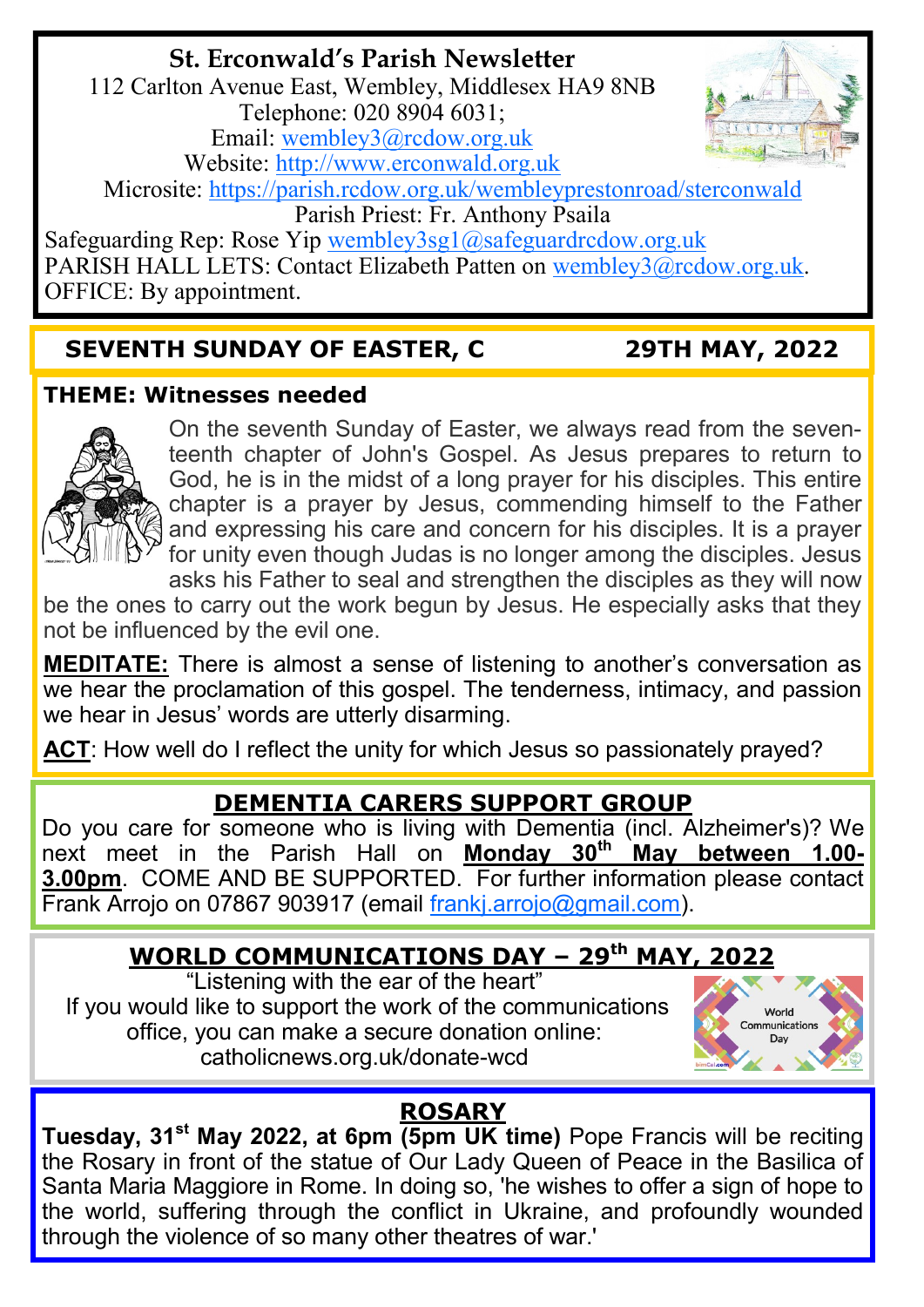# St. Erconwald's Parish Newsletter

112 Carlton Avenue East, Wembley, Middlesex HA9 8NB
Telephone: 020 8904 6031;
Email: wembley3@rcdow.org.uk
Website: http://www.erconwald.org.uk
Microsite: https://parish.rcdow.org.uk/wembleyprestonroad/sterconwald
Parish Priest: Fr. Anthony Psaila
Safeguarding Rep: Rose Yip wembley3sg1@safeguardrcdow.org.uk
PARISH HALL LETS: Contact Elizabeth Patten on wembley3@rcdow.org.uk.
OFFICE: By appointment.

## SEVENTH SUNDAY OF EASTER, C — 29TH MAY, 2022

### THEME: Witnesses needed

On the seventh Sunday of Easter, we always read from the seventeenth chapter of John's Gospel. As Jesus prepares to return to God, he is in the midst of a long prayer for his disciples. This entire chapter is a prayer by Jesus, commending himself to the Father and expressing his care and concern for his disciples. It is a prayer for unity even though Judas is no longer among the disciples. Jesus asks his Father to seal and strengthen the disciples as they will now be the ones to carry out the work begun by Jesus. He especially asks that they not be influenced by the evil one.

**MEDITATE:** There is almost a sense of listening to another's conversation as we hear the proclamation of this gospel. The tenderness, intimacy, and passion we hear in Jesus' words are utterly disarming.

**ACT**: How well do I reflect the unity for which Jesus so passionately prayed?

## DEMENTIA CARERS SUPPORT GROUP

Do you care for someone who is living with Dementia (incl. Alzheimer's)? We next meet in the Parish Hall on **Monday 30th May between 1.00-3.00pm**. COME AND BE SUPPORTED. For further information please contact Frank Arrojo on 07867 903917 (email frankj.arrojo@gmail.com).

## WORLD COMMUNICATIONS DAY – 29th MAY, 2022

"Listening with the ear of the heart"
If you would like to support the work of the communications office, you can make a secure donation online:
catholicnews.org.uk/donate-wcd

## ROSARY

**Tuesday, 31st May 2022, at 6pm (5pm UK time)** Pope Francis will be reciting the Rosary in front of the statue of Our Lady Queen of Peace in the Basilica of Santa Maria Maggiore in Rome. In doing so, 'he wishes to offer a sign of hope to the world, suffering through the conflict in Ukraine, and profoundly wounded through the violence of so many other theatres of war.'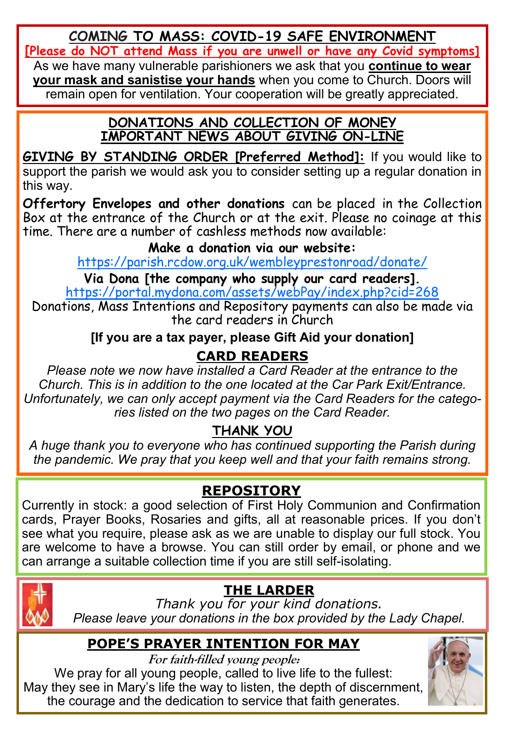## COMING TO MASS: COVID-19 SAFE ENVIRONMENT

**[Please do NOT attend Mass if you are unwell or have any Covid symptoms]**

As we have many vulnerable parishioners we ask that you **continue to wear your mask and sanistise your hands** when you come to Church. Doors will remain open for ventilation. Your cooperation will be greatly appreciated.

## DONATIONS AND COLLECTION OF MONEY
## IMPORTANT NEWS ABOUT GIVING ON-LINE

**GIVING BY STANDING ORDER [Preferred Method]:** If you would like to support the parish we would ask you to consider setting up a regular donation in this way.

**Offertory Envelopes and other donations** can be placed in the Collection Box at the entrance of the Church or at the exit. Please no coinage at this time. There are a number of cashless methods now available:

**Make a donation via our website:**
https://parish.rcdow.org.uk/wembleyprestonroad/donate/

**Via Dona [the company who supply our card readers].**
https://portal.mydona.com/assets/webPay/index.php?cid=268

Donations, Mass Intentions and Repository payments can also be made via the card readers in Church

**[If you are a tax payer, please Gift Aid your donation]**

### CARD READERS

*Please note we now have installed a Card Reader at the entrance to the Church. This is in addition to the one located at the Car Park Exit/Entrance. Unfortunately, we can only accept payment via the Card Readers for the categories listed on the two pages on the Card Reader.*

### THANK YOU

*A huge thank you to everyone who has continued supporting the Parish during the pandemic. We pray that you keep well and that your faith remains strong.*

## REPOSITORY

Currently in stock: a good selection of First Holy Communion and Confirmation cards, Prayer Books, Rosaries and gifts, all at reasonable prices. If you don't see what you require, please ask as we are unable to display our full stock. You are welcome to have a browse. You can still order by email, or phone and we can arrange a suitable collection time if you are still self-isolating.

## THE LARDER

*Thank you for your kind donations.*
*Please leave your donations in the box provided by the Lady Chapel.*

## POPE'S PRAYER INTENTION FOR MAY

***For faith-filled young people:***

We pray for all young people, called to live life to the fullest: May they see in Mary's life the way to listen, the depth of discernment, the courage and the dedication to service that faith generates.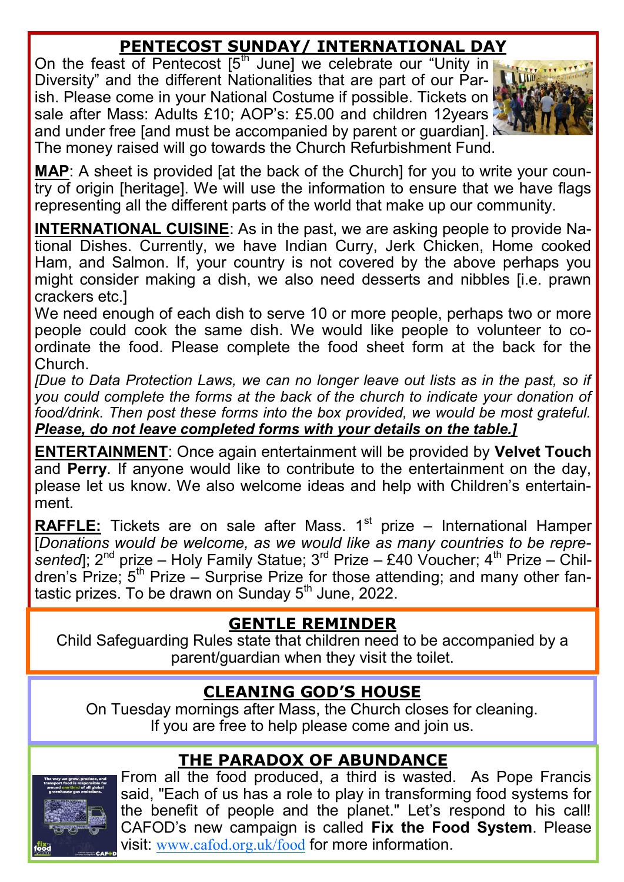## PENTECOST SUNDAY/ INTERNATIONAL DAY

On the feast of Pentecost [5th June] we celebrate our "Unity in Diversity" and the different Nationalities that are part of our Parish. Please come in your National Costume if possible. Tickets on sale after Mass: Adults £10; AOP's: £5.00 and children 12years and under free [and must be accompanied by parent or guardian]. The money raised will go towards the Church Refurbishment Fund.

**MAP**: A sheet is provided [at the back of the Church] for you to write your country of origin [heritage]. We will use the information to ensure that we have flags representing all the different parts of the world that make up our community.

**INTERNATIONAL CUISINE**: As in the past, we are asking people to provide National Dishes. Currently, we have Indian Curry, Jerk Chicken, Home cooked Ham, and Salmon. If, your country is not covered by the above perhaps you might consider making a dish, we also need desserts and nibbles [i.e. prawn crackers etc.]

We need enough of each dish to serve 10 or more people, perhaps two or more people could cook the same dish. We would like people to volunteer to co-ordinate the food. Please complete the food sheet form at the back for the Church.

*[Due to Data Protection Laws, we can no longer leave out lists as in the past, so if you could complete the forms at the back of the church to indicate your donation of food/drink. Then post these forms into the box provided, we would be most grateful.* ***Please, do not leave completed forms with your details on the table.]***

**ENTERTAINMENT**: Once again entertainment will be provided by **Velvet Touch** and **Perry**. If anyone would like to contribute to the entertainment on the day, please let us know. We also welcome ideas and help with Children's entertainment.

**RAFFLE:** Tickets are on sale after Mass. 1st prize – International Hamper [*Donations would be welcome, as we would like as many countries to be represented*]; 2nd prize – Holy Family Statue; 3rd Prize – £40 Voucher; 4th Prize – Children's Prize; 5th Prize – Surprise Prize for those attending; and many other fantastic prizes. To be drawn on Sunday 5th June, 2022.

## GENTLE REMINDER

Child Safeguarding Rules state that children need to be accompanied by a parent/guardian when they visit the toilet.

## CLEANING GOD'S HOUSE

On Tuesday mornings after Mass, the Church closes for cleaning. If you are free to help please come and join us.

## THE PARADOX OF ABUNDANCE

From all the food produced, a third is wasted. As Pope Francis said, "Each of us has a role to play in transforming food systems for the benefit of people and the planet." Let's respond to his call! CAFOD's new campaign is called **Fix the Food System**. Please visit: www.cafod.org.uk/food for more information.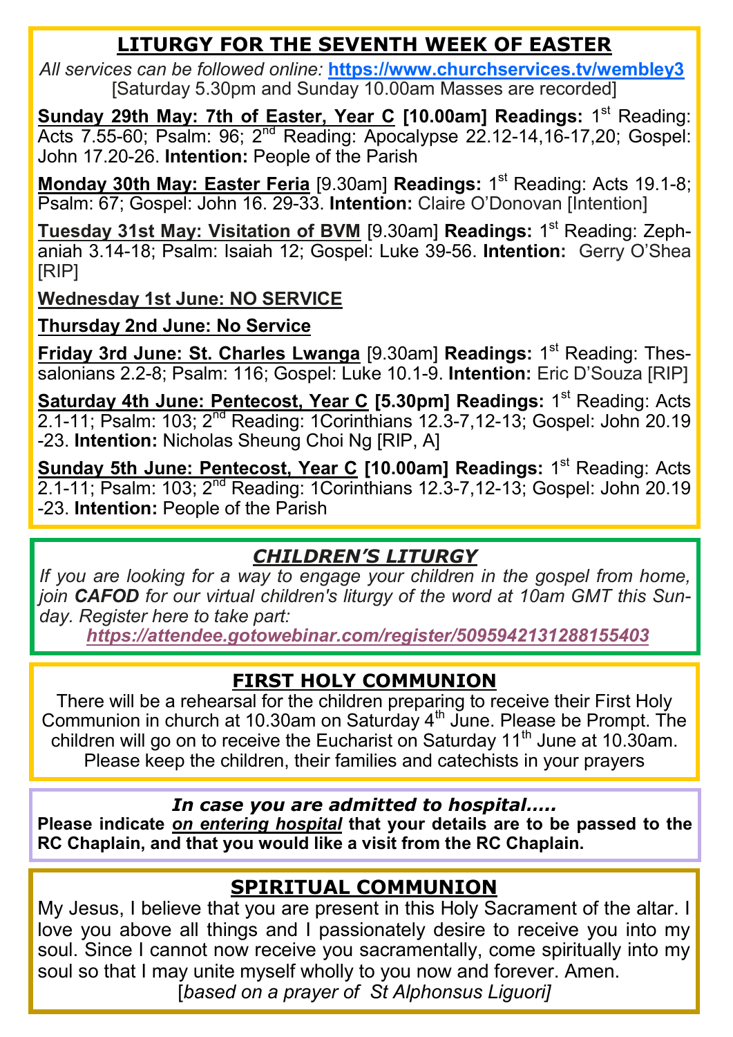## LITURGY FOR THE SEVENTH WEEK OF EASTER

*All services can be followed online:* **https://www.churchservices.tv/wembley3**
[Saturday 5.30pm and Sunday 10.00am Masses are recorded]

**Sunday 29th May: 7th of Easter, Year C [10.00am] Readings:** 1st Reading: Acts 7.55-60; Psalm: 96; 2nd Reading: Apocalypse 22.12-14,16-17,20; Gospel: John 17.20-26. **Intention:** People of the Parish

**Monday 30th May: Easter Feria** [9.30am] **Readings:** 1st Reading: Acts 19.1-8; Psalm: 67; Gospel: John 16. 29-33. **Intention:** Claire O'Donovan [Intention]

**Tuesday 31st May: Visitation of BVM** [9.30am] **Readings:** 1st Reading: Zephaniah 3.14-18; Psalm: Isaiah 12; Gospel: Luke 39-56. **Intention:** Gerry O'Shea [RIP]

**Wednesday 1st June: NO SERVICE**

**Thursday 2nd June: No Service**

**Friday 3rd June: St. Charles Lwanga** [9.30am] **Readings:** 1st Reading: Thessalonians 2.2-8; Psalm: 116; Gospel: Luke 10.1-9. **Intention:** Eric D'Souza [RIP]

**Saturday 4th June: Pentecost, Year C [5.30pm] Readings:** 1st Reading: Acts 2.1-11; Psalm: 103; 2nd Reading: 1Corinthians 12.3-7,12-13; Gospel: John 20.19-23. **Intention:** Nicholas Sheung Choi Ng [RIP, A]

**Sunday 5th June: Pentecost, Year C [10.00am] Readings:** 1st Reading: Acts 2.1-11; Psalm: 103; 2nd Reading: 1Corinthians 12.3-7,12-13; Gospel: John 20.19-23. **Intention:** People of the Parish

## *CHILDREN'S LITURGY*

*If you are looking for a way to engage your children in the gospel from home, join **CAFOD** for our virtual children's liturgy of the word at 10am GMT this Sunday. Register here to take part:*
***https://attendee.gotowebinar.com/register/5095942131288155403***

## FIRST HOLY COMMUNION

There will be a rehearsal for the children preparing to receive their First Holy Communion in church at 10.30am on Saturday 4th June. Please be Prompt. The children will go on to receive the Eucharist on Saturday 11th June at 10.30am. Please keep the children, their families and catechists in your prayers

### *In case you are admitted to hospital.....*

**Please indicate *on entering hospital* that your details are to be passed to the RC Chaplain, and that you would like a visit from the RC Chaplain.**

## SPIRITUAL COMMUNION

My Jesus, I believe that you are present in this Holy Sacrament of the altar. I love you above all things and I passionately desire to receive you into my soul. Since I cannot now receive you sacramentally, come spiritually into my soul so that I may unite myself wholly to you now and forever. Amen.
[*based on a prayer of St Alphonsus Liguori]*